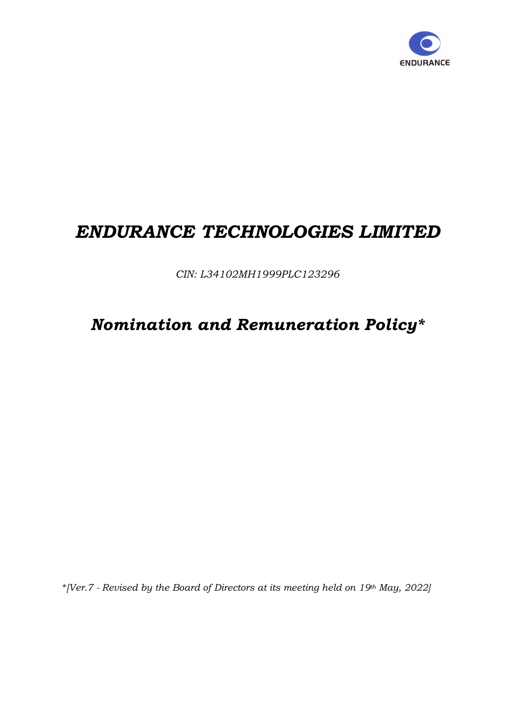ENDURANCE

# *ENDURANCE TECHNOLOGIES LIMITED*

*CIN: L34102MH1999PLC123296*

## ***Nomination and Remuneration Policy****

**[Ver.7 - Revised by the Board of Directors at its meeting held on 19th May, 2022]*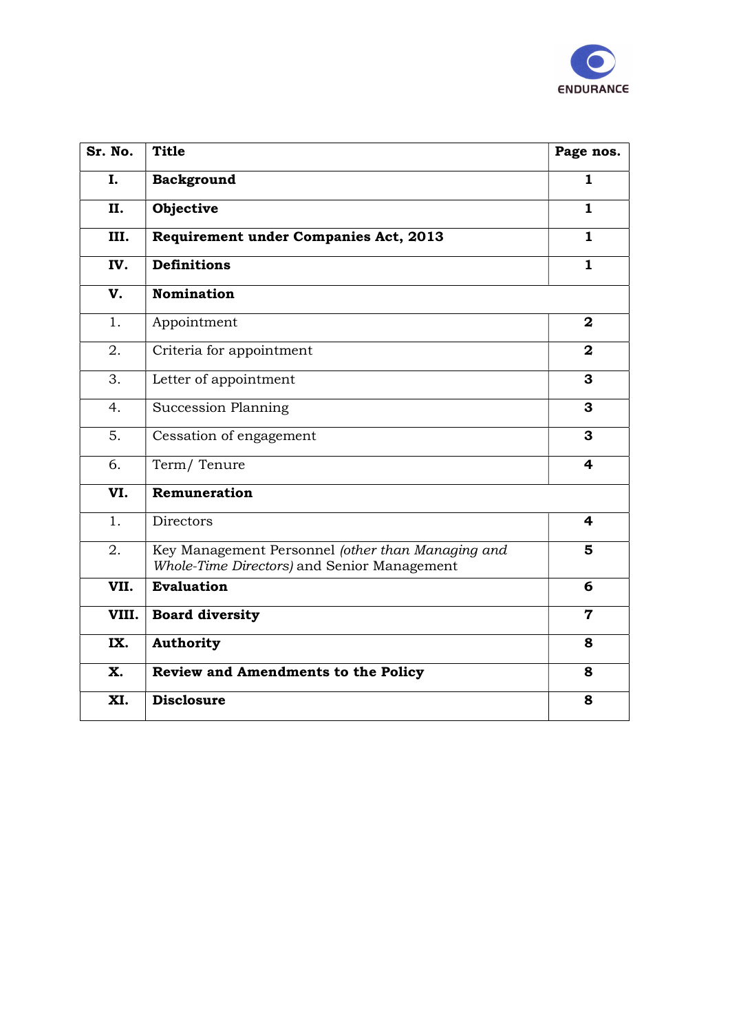| Sr. No. | Title | Page nos. |
|---|---|---|
| **I.** | **Background** | **1** |
| **II.** | **Objective** | **1** |
| **III.** | **Requirement under Companies Act, 2013** | **1** |
| **IV.** | **Definitions** | **1** |
| **V.** | **Nomination** | |
| 1. | Appointment | **2** |
| 2. | Criteria for appointment | **2** |
| 3. | Letter of appointment | **3** |
| 4. | Succession Planning | **3** |
| 5. | Cessation of engagement | **3** |
| 6. | Term/ Tenure | **4** |
| **VI.** | **Remuneration** | |
| 1. | Directors | **4** |
| 2. | Key Management Personnel *(other than Managing and Whole-Time Directors)* and Senior Management | **5** |
| **VII.** | **Evaluation** | **6** |
| **VIII.** | **Board diversity** | **7** |
| **IX.** | **Authority** | **8** |
| **X.** | **Review and Amendments to the Policy** | **8** |
| **XI.** | **Disclosure** | **8** |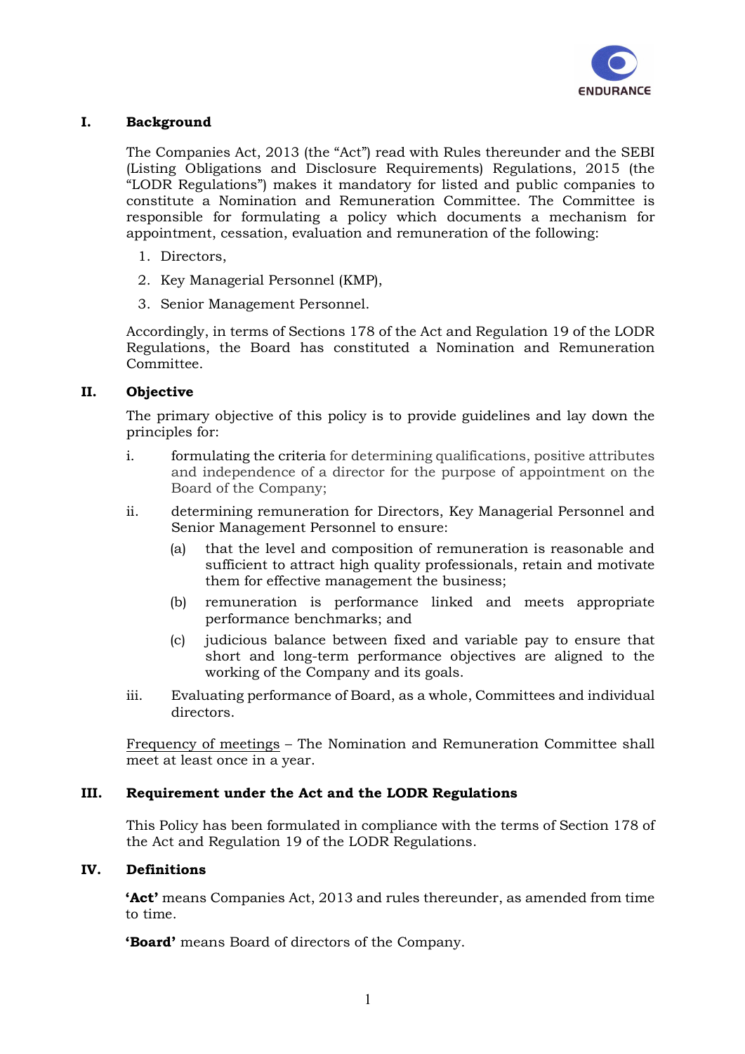## I. Background

The Companies Act, 2013 (the "Act") read with Rules thereunder and the SEBI (Listing Obligations and Disclosure Requirements) Regulations, 2015 (the "LODR Regulations") makes it mandatory for listed and public companies to constitute a Nomination and Remuneration Committee. The Committee is responsible for formulating a policy which documents a mechanism for appointment, cessation, evaluation and remuneration of the following:

1. Directors,
2. Key Managerial Personnel (KMP),
3. Senior Management Personnel.

Accordingly, in terms of Sections 178 of the Act and Regulation 19 of the LODR Regulations, the Board has constituted a Nomination and Remuneration Committee.

## II. Objective

The primary objective of this policy is to provide guidelines and lay down the principles for:

i. formulating the criteria for determining qualifications, positive attributes and independence of a director for the purpose of appointment on the Board of the Company;

ii. determining remuneration for Directors, Key Managerial Personnel and Senior Management Personnel to ensure:

   (a) that the level and composition of remuneration is reasonable and sufficient to attract high quality professionals, retain and motivate them for effective management the business;

   (b) remuneration is performance linked and meets appropriate performance benchmarks; and

   (c) judicious balance between fixed and variable pay to ensure that short and long-term performance objectives are aligned to the working of the Company and its goals.

iii. Evaluating performance of Board, as a whole, Committees and individual directors.

<u>Frequency of meetings</u> – The Nomination and Remuneration Committee shall meet at least once in a year.

## III. Requirement under the Act and the LODR Regulations

This Policy has been formulated in compliance with the terms of Section 178 of the Act and Regulation 19 of the LODR Regulations.

## IV. Definitions

**'Act'** means Companies Act, 2013 and rules thereunder, as amended from time to time.

**'Board'** means Board of directors of the Company.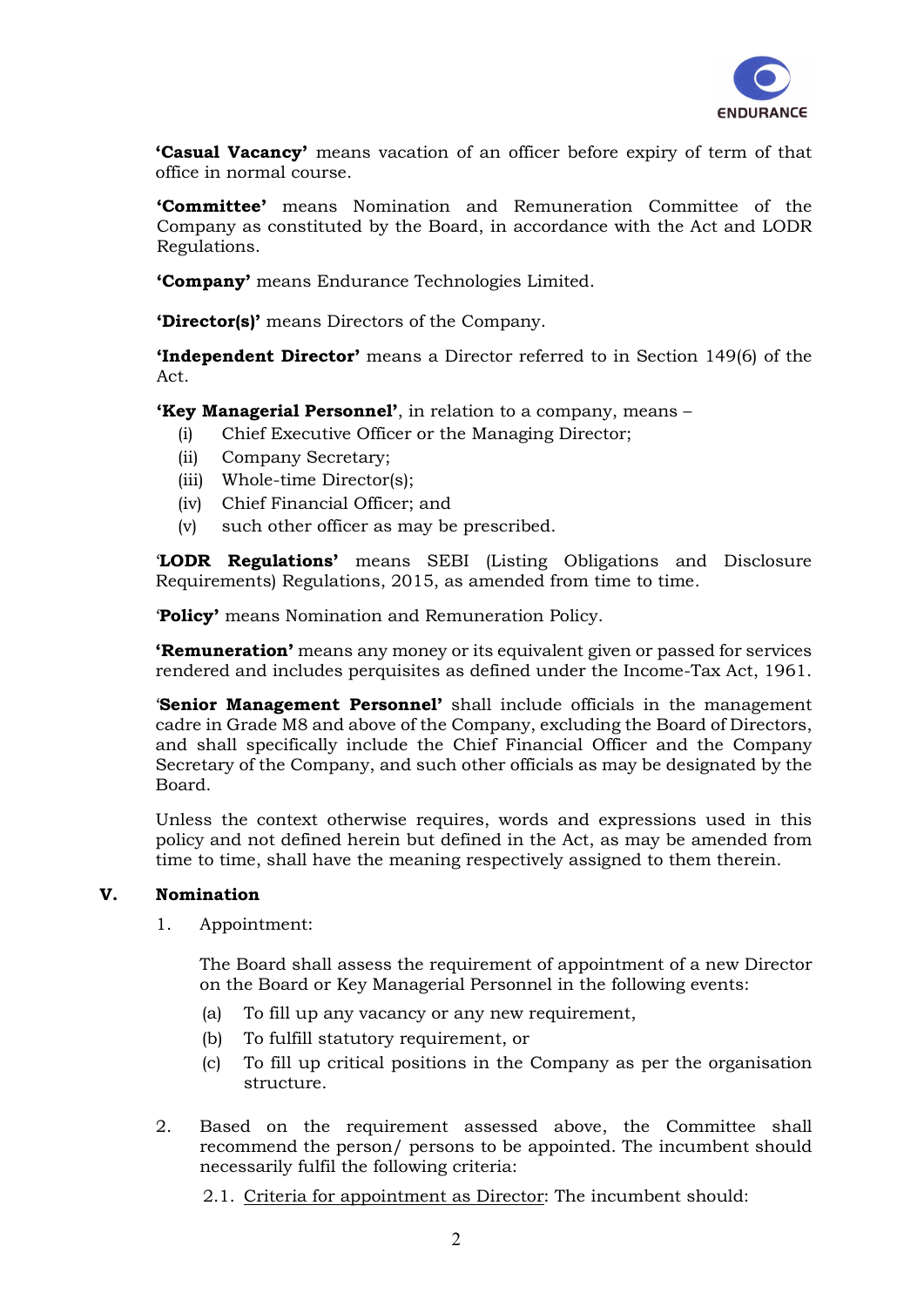**'Casual Vacancy'** means vacation of an officer before expiry of term of that office in normal course.

**'Committee'** means Nomination and Remuneration Committee of the Company as constituted by the Board, in accordance with the Act and LODR Regulations.

**'Company'** means Endurance Technologies Limited.

**'Director(s)'** means Directors of the Company.

**'Independent Director'** means a Director referred to in Section 149(6) of the Act.

**'Key Managerial Personnel'**, in relation to a company, means –

- (i) Chief Executive Officer or the Managing Director;
- (ii) Company Secretary;
- (iii) Whole-time Director(s);
- (iv) Chief Financial Officer; and
- (v) such other officer as may be prescribed.

'**LODR Regulations'** means SEBI (Listing Obligations and Disclosure Requirements) Regulations, 2015, as amended from time to time.

'**Policy'** means Nomination and Remuneration Policy.

**'Remuneration'** means any money or its equivalent given or passed for services rendered and includes perquisites as defined under the Income-Tax Act, 1961.

'**Senior Management Personnel'** shall include officials in the management cadre in Grade M8 and above of the Company, excluding the Board of Directors, and shall specifically include the Chief Financial Officer and the Company Secretary of the Company, and such other officials as may be designated by the Board.

Unless the context otherwise requires, words and expressions used in this policy and not defined herein but defined in the Act, as may be amended from time to time, shall have the meaning respectively assigned to them therein.

## V. Nomination

1. Appointment:

   The Board shall assess the requirement of appointment of a new Director on the Board or Key Managerial Personnel in the following events:

   - (a) To fill up any vacancy or any new requirement,
   - (b) To fulfill statutory requirement, or
   - (c) To fill up critical positions in the Company as per the organisation structure.

2. Based on the requirement assessed above, the Committee shall recommend the person/ persons to be appointed. The incumbent should necessarily fulfil the following criteria:

   2.1. Criteria for appointment as Director: The incumbent should: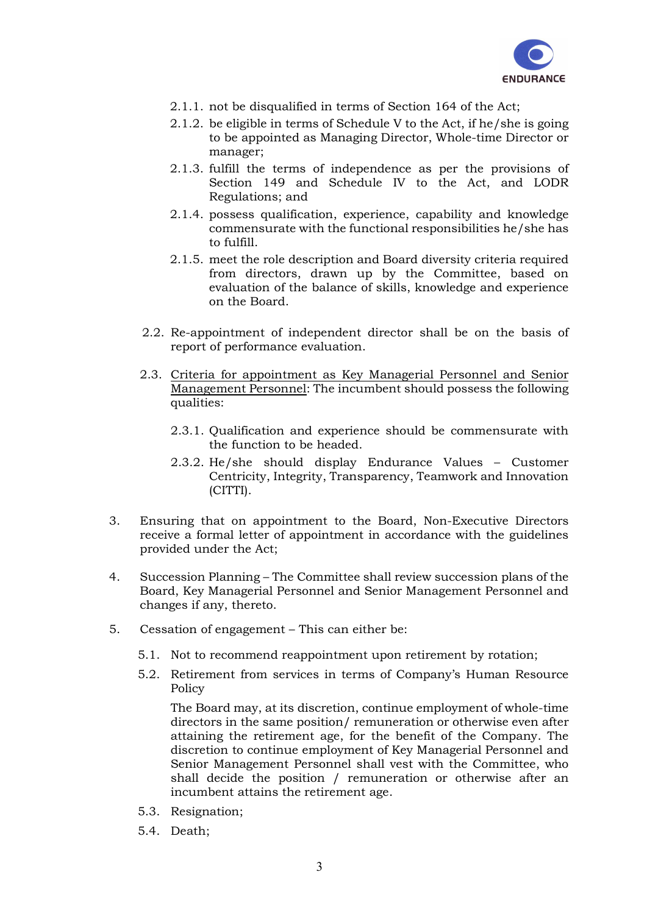2.1.1. not be disqualified in terms of Section 164 of the Act;

2.1.2. be eligible in terms of Schedule V to the Act, if he/she is going to be appointed as Managing Director, Whole-time Director or manager;

2.1.3. fulfill the terms of independence as per the provisions of Section 149 and Schedule IV to the Act, and LODR Regulations; and

2.1.4. possess qualification, experience, capability and knowledge commensurate with the functional responsibilities he/she has to fulfill.

2.1.5. meet the role description and Board diversity criteria required from directors, drawn up by the Committee, based on evaluation of the balance of skills, knowledge and experience on the Board.

2.2. Re-appointment of independent director shall be on the basis of report of performance evaluation.

2.3. <u>Criteria for appointment as Key Managerial Personnel and Senior Management Personnel</u>: The incumbent should possess the following qualities:

2.3.1. Qualification and experience should be commensurate with the function to be headed.

2.3.2. He/she should display Endurance Values – Customer Centricity, Integrity, Transparency, Teamwork and Innovation (CITTI).

3. Ensuring that on appointment to the Board, Non-Executive Directors receive a formal letter of appointment in accordance with the guidelines provided under the Act;

4. Succession Planning – The Committee shall review succession plans of the Board, Key Managerial Personnel and Senior Management Personnel and changes if any, thereto.

5. Cessation of engagement – This can either be:

5.1. Not to recommend reappointment upon retirement by rotation;

5.2. Retirement from services in terms of Company's Human Resource Policy

The Board may, at its discretion, continue employment of whole-time directors in the same position/ remuneration or otherwise even after attaining the retirement age, for the benefit of the Company. The discretion to continue employment of Key Managerial Personnel and Senior Management Personnel shall vest with the Committee, who shall decide the position / remuneration or otherwise after an incumbent attains the retirement age.

5.3. Resignation;

5.4. Death;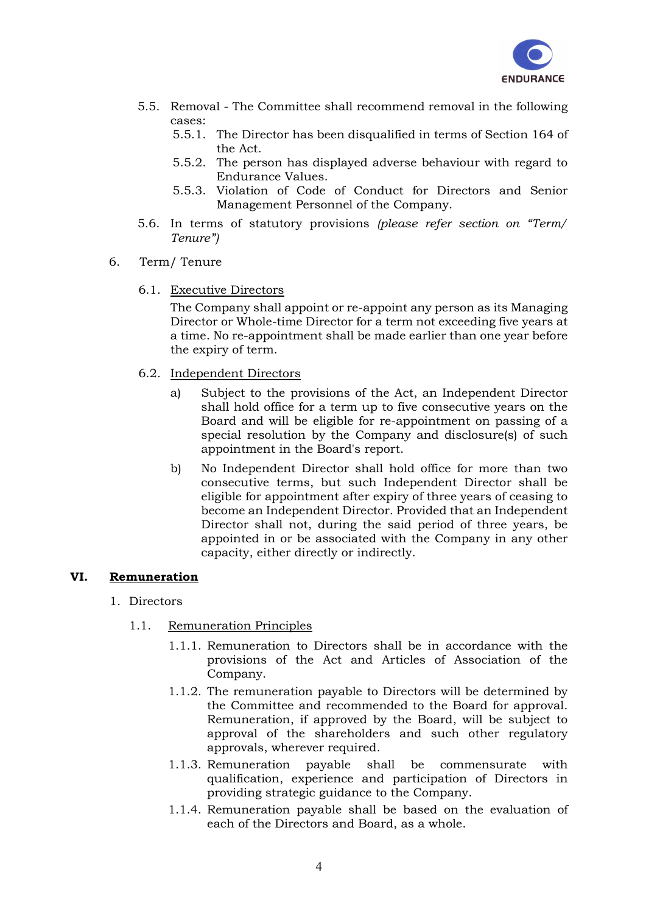5.5. Removal - The Committee shall recommend removal in the following cases:

   5.5.1. The Director has been disqualified in terms of Section 164 of the Act.

   5.5.2. The person has displayed adverse behaviour with regard to Endurance Values.

   5.5.3. Violation of Code of Conduct for Directors and Senior Management Personnel of the Company.

5.6. In terms of statutory provisions *(please refer section on "Term/ Tenure")*

6. Term/ Tenure

6.1. Executive Directors

The Company shall appoint or re-appoint any person as its Managing Director or Whole-time Director for a term not exceeding five years at a time. No re-appointment shall be made earlier than one year before the expiry of term.

6.2. Independent Directors

a) Subject to the provisions of the Act, an Independent Director shall hold office for a term up to five consecutive years on the Board and will be eligible for re-appointment on passing of a special resolution by the Company and disclosure(s) of such appointment in the Board's report.

b) No Independent Director shall hold office for more than two consecutive terms, but such Independent Director shall be eligible for appointment after expiry of three years of ceasing to become an Independent Director. Provided that an Independent Director shall not, during the said period of three years, be appointed in or be associated with the Company in any other capacity, either directly or indirectly.

## VI. Remuneration

1. Directors

1.1. Remuneration Principles

   1.1.1. Remuneration to Directors shall be in accordance with the provisions of the Act and Articles of Association of the Company.

   1.1.2. The remuneration payable to Directors will be determined by the Committee and recommended to the Board for approval. Remuneration, if approved by the Board, will be subject to approval of the shareholders and such other regulatory approvals, wherever required.

   1.1.3. Remuneration payable shall be commensurate with qualification, experience and participation of Directors in providing strategic guidance to the Company.

   1.1.4. Remuneration payable shall be based on the evaluation of each of the Directors and Board, as a whole.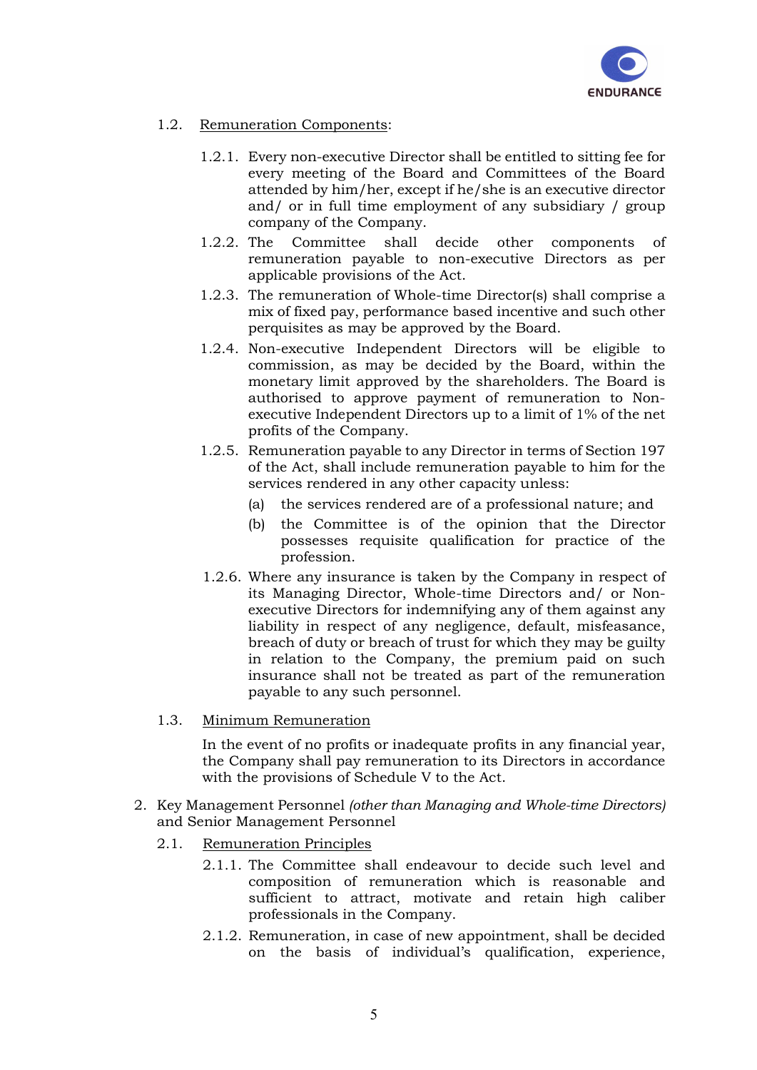1.2. <u>Remuneration Components</u>:

1.2.1. Every non-executive Director shall be entitled to sitting fee for every meeting of the Board and Committees of the Board attended by him/her, except if he/she is an executive director and/ or in full time employment of any subsidiary / group company of the Company.

1.2.2. The Committee shall decide other components of remuneration payable to non-executive Directors as per applicable provisions of the Act.

1.2.3. The remuneration of Whole-time Director(s) shall comprise a mix of fixed pay, performance based incentive and such other perquisites as may be approved by the Board.

1.2.4. Non-executive Independent Directors will be eligible to commission, as may be decided by the Board, within the monetary limit approved by the shareholders. The Board is authorised to approve payment of remuneration to Non-executive Independent Directors up to a limit of 1% of the net profits of the Company.

1.2.5. Remuneration payable to any Director in terms of Section 197 of the Act, shall include remuneration payable to him for the services rendered in any other capacity unless:

(a) the services rendered are of a professional nature; and

(b) the Committee is of the opinion that the Director possesses requisite qualification for practice of the profession.

1.2.6. Where any insurance is taken by the Company in respect of its Managing Director, Whole-time Directors and/ or Non-executive Directors for indemnifying any of them against any liability in respect of any negligence, default, misfeasance, breach of duty or breach of trust for which they may be guilty in relation to the Company, the premium paid on such insurance shall not be treated as part of the remuneration payable to any such personnel.

1.3. <u>Minimum Remuneration</u>

In the event of no profits or inadequate profits in any financial year, the Company shall pay remuneration to its Directors in accordance with the provisions of Schedule V to the Act.

2. Key Management Personnel *(other than Managing and Whole-time Directors)* and Senior Management Personnel

2.1. <u>Remuneration Principles</u>

2.1.1. The Committee shall endeavour to decide such level and composition of remuneration which is reasonable and sufficient to attract, motivate and retain high caliber professionals in the Company.

2.1.2. Remuneration, in case of new appointment, shall be decided on the basis of individual's qualification, experience,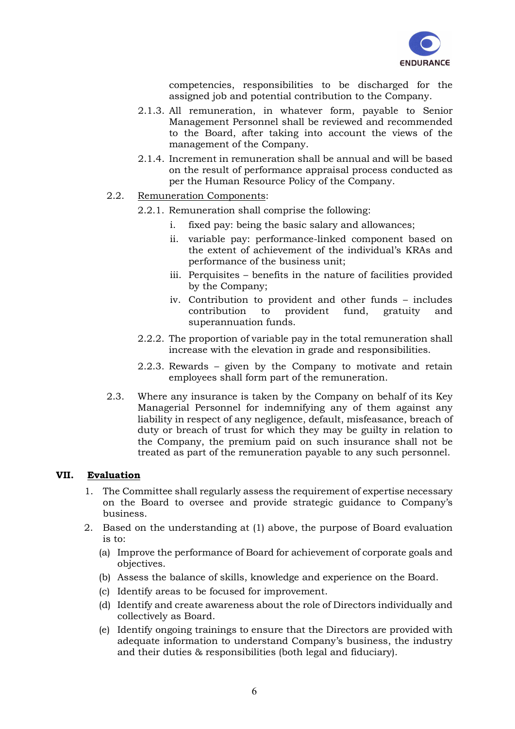competencies, responsibilities to be discharged for the assigned job and potential contribution to the Company.

2.1.3. All remuneration, in whatever form, payable to Senior Management Personnel shall be reviewed and recommended to the Board, after taking into account the views of the management of the Company.

2.1.4. Increment in remuneration shall be annual and will be based on the result of performance appraisal process conducted as per the Human Resource Policy of the Company.

2.2. Remuneration Components:

2.2.1. Remuneration shall comprise the following:

i. fixed pay: being the basic salary and allowances;

ii. variable pay: performance-linked component based on the extent of achievement of the individual's KRAs and performance of the business unit;

iii. Perquisites – benefits in the nature of facilities provided by the Company;

iv. Contribution to provident and other funds – includes contribution to provident fund, gratuity and superannuation funds.

2.2.2. The proportion of variable pay in the total remuneration shall increase with the elevation in grade and responsibilities.

2.2.3. Rewards – given by the Company to motivate and retain employees shall form part of the remuneration.

2.3. Where any insurance is taken by the Company on behalf of its Key Managerial Personnel for indemnifying any of them against any liability in respect of any negligence, default, misfeasance, breach of duty or breach of trust for which they may be guilty in relation to the Company, the premium paid on such insurance shall not be treated as part of the remuneration payable to any such personnel.

## VII. Evaluation

1. The Committee shall regularly assess the requirement of expertise necessary on the Board to oversee and provide strategic guidance to Company's business.

2. Based on the understanding at (1) above, the purpose of Board evaluation is to:

   (a) Improve the performance of Board for achievement of corporate goals and objectives.

   (b) Assess the balance of skills, knowledge and experience on the Board.

   (c) Identify areas to be focused for improvement.

   (d) Identify and create awareness about the role of Directors individually and collectively as Board.

   (e) Identify ongoing trainings to ensure that the Directors are provided with adequate information to understand Company's business, the industry and their duties & responsibilities (both legal and fiduciary).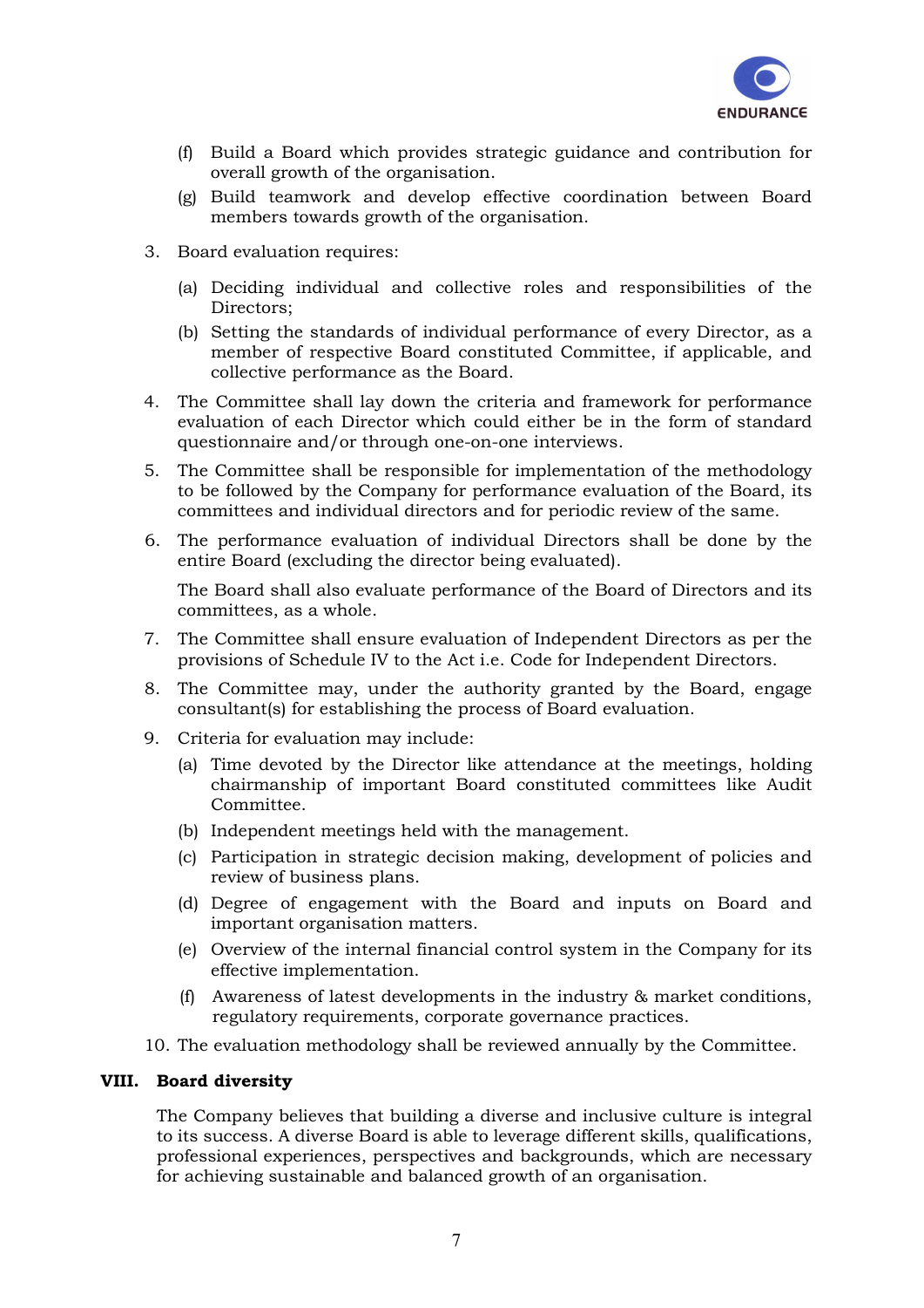(f) Build a Board which provides strategic guidance and contribution for overall growth of the organisation.

(g) Build teamwork and develop effective coordination between Board members towards growth of the organisation.

3. Board evaluation requires:

   (a) Deciding individual and collective roles and responsibilities of the Directors;

   (b) Setting the standards of individual performance of every Director, as a member of respective Board constituted Committee, if applicable, and collective performance as the Board.

4. The Committee shall lay down the criteria and framework for performance evaluation of each Director which could either be in the form of standard questionnaire and/or through one-on-one interviews.

5. The Committee shall be responsible for implementation of the methodology to be followed by the Company for performance evaluation of the Board, its committees and individual directors and for periodic review of the same.

6. The performance evaluation of individual Directors shall be done by the entire Board (excluding the director being evaluated).

   The Board shall also evaluate performance of the Board of Directors and its committees, as a whole.

7. The Committee shall ensure evaluation of Independent Directors as per the provisions of Schedule IV to the Act i.e. Code for Independent Directors.

8. The Committee may, under the authority granted by the Board, engage consultant(s) for establishing the process of Board evaluation.

9. Criteria for evaluation may include:

   (a) Time devoted by the Director like attendance at the meetings, holding chairmanship of important Board constituted committees like Audit Committee.

   (b) Independent meetings held with the management.

   (c) Participation in strategic decision making, development of policies and review of business plans.

   (d) Degree of engagement with the Board and inputs on Board and important organisation matters.

   (e) Overview of the internal financial control system in the Company for its effective implementation.

   (f) Awareness of latest developments in the industry & market conditions, regulatory requirements, corporate governance practices.

10. The evaluation methodology shall be reviewed annually by the Committee.

## VIII. Board diversity

The Company believes that building a diverse and inclusive culture is integral to its success. A diverse Board is able to leverage different skills, qualifications, professional experiences, perspectives and backgrounds, which are necessary for achieving sustainable and balanced growth of an organisation.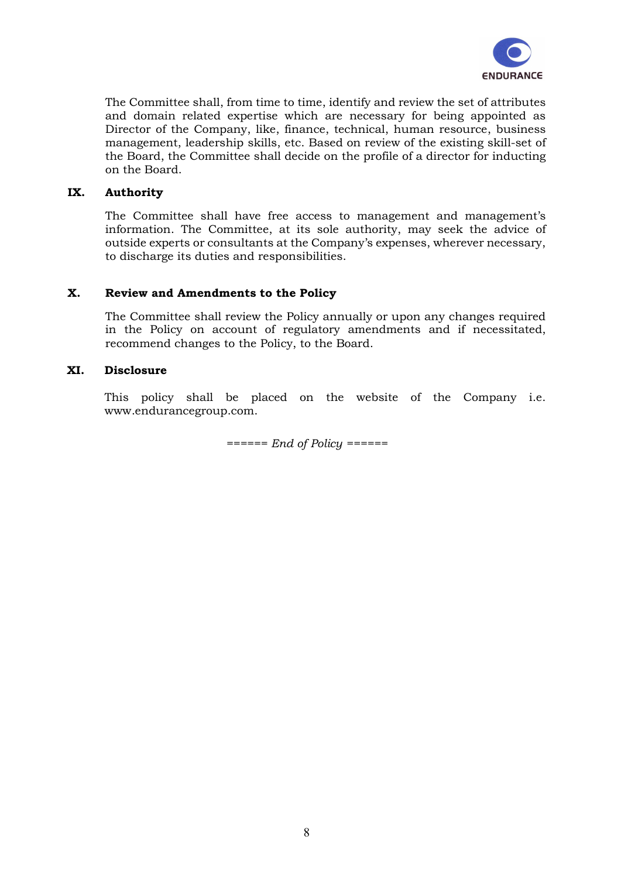The Committee shall, from time to time, identify and review the set of attributes and domain related expertise which are necessary for being appointed as Director of the Company, like, finance, technical, human resource, business management, leadership skills, etc. Based on review of the existing skill-set of the Board, the Committee shall decide on the profile of a director for inducting on the Board.

## IX. Authority

The Committee shall have free access to management and management's information. The Committee, at its sole authority, may seek the advice of outside experts or consultants at the Company's expenses, wherever necessary, to discharge its duties and responsibilities.

## X. Review and Amendments to the Policy

The Committee shall review the Policy annually or upon any changes required in the Policy on account of regulatory amendments and if necessitated, recommend changes to the Policy, to the Board.

## XI. Disclosure

This policy shall be placed on the website of the Company i.e. www.endurancegroup.com.

====== *End of Policy* ======